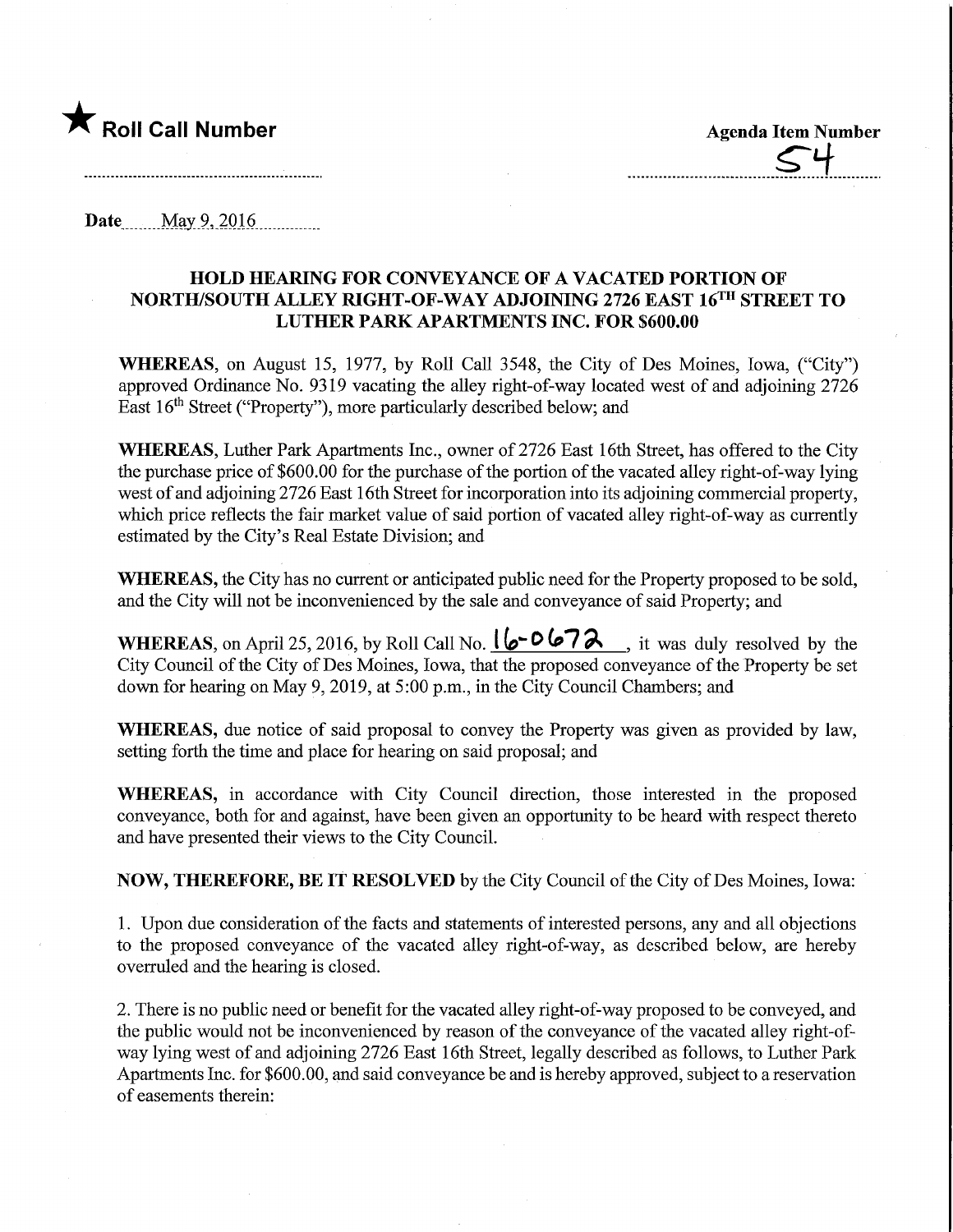★ **Roll Call Number**

**Agenda Item Number**

54

**Date** May 9, 2016

## HOLD HEARING FOR CONVEYANCE OF A VACATED PORTION OF NORTH/SOUTH ALLEY RIGHT-OF-WAY ADJOINING 2726 EAST 16TH STREET TO LUTHER PARK APARTMENTS INC. FOR $600.00

**WHEREAS**, on August 15, 1977, by Roll Call 3548, the City of Des Moines, Iowa, ("City") approved Ordinance No. 9319 vacating the alley right-of-way located west of and adjoining 2726 East 16th Street ("Property"), more particularly described below; and

**WHEREAS**, Luther Park Apartments Inc., owner of 2726 East 16th Street, has offered to the City the purchase price of $600.00 for the purchase of the portion of the vacated alley right-of-way lying west of and adjoining 2726 East 16th Street for incorporation into its adjoining commercial property, which price reflects the fair market value of said portion of vacated alley right-of-way as currently estimated by the City's Real Estate Division; and

**WHEREAS**, the City has no current or anticipated public need for the Property proposed to be sold, and the City will not be inconvenienced by the sale and conveyance of said Property; and

**WHEREAS**, on April 25, 2016, by Roll Call No. 16-0672, it was duly resolved by the City Council of the City of Des Moines, Iowa, that the proposed conveyance of the Property be set down for hearing on May 9, 2019, at 5:00 p.m., in the City Council Chambers; and

**WHEREAS**, due notice of said proposal to convey the Property was given as provided by law, setting forth the time and place for hearing on said proposal; and

**WHEREAS**, in accordance with City Council direction, those interested in the proposed conveyance, both for and against, have been given an opportunity to be heard with respect thereto and have presented their views to the City Council.

**NOW, THEREFORE, BE IT RESOLVED** by the City Council of the City of Des Moines, Iowa:

1. Upon due consideration of the facts and statements of interested persons, any and all objections to the proposed conveyance of the vacated alley right-of-way, as described below, are hereby overruled and the hearing is closed.

2. There is no public need or benefit for the vacated alley right-of-way proposed to be conveyed, and the public would not be inconvenienced by reason of the conveyance of the vacated alley right-of-way lying west of and adjoining 2726 East 16th Street, legally described as follows, to Luther Park Apartments Inc. for $600.00, and said conveyance be and is hereby approved, subject to a reservation of easements therein: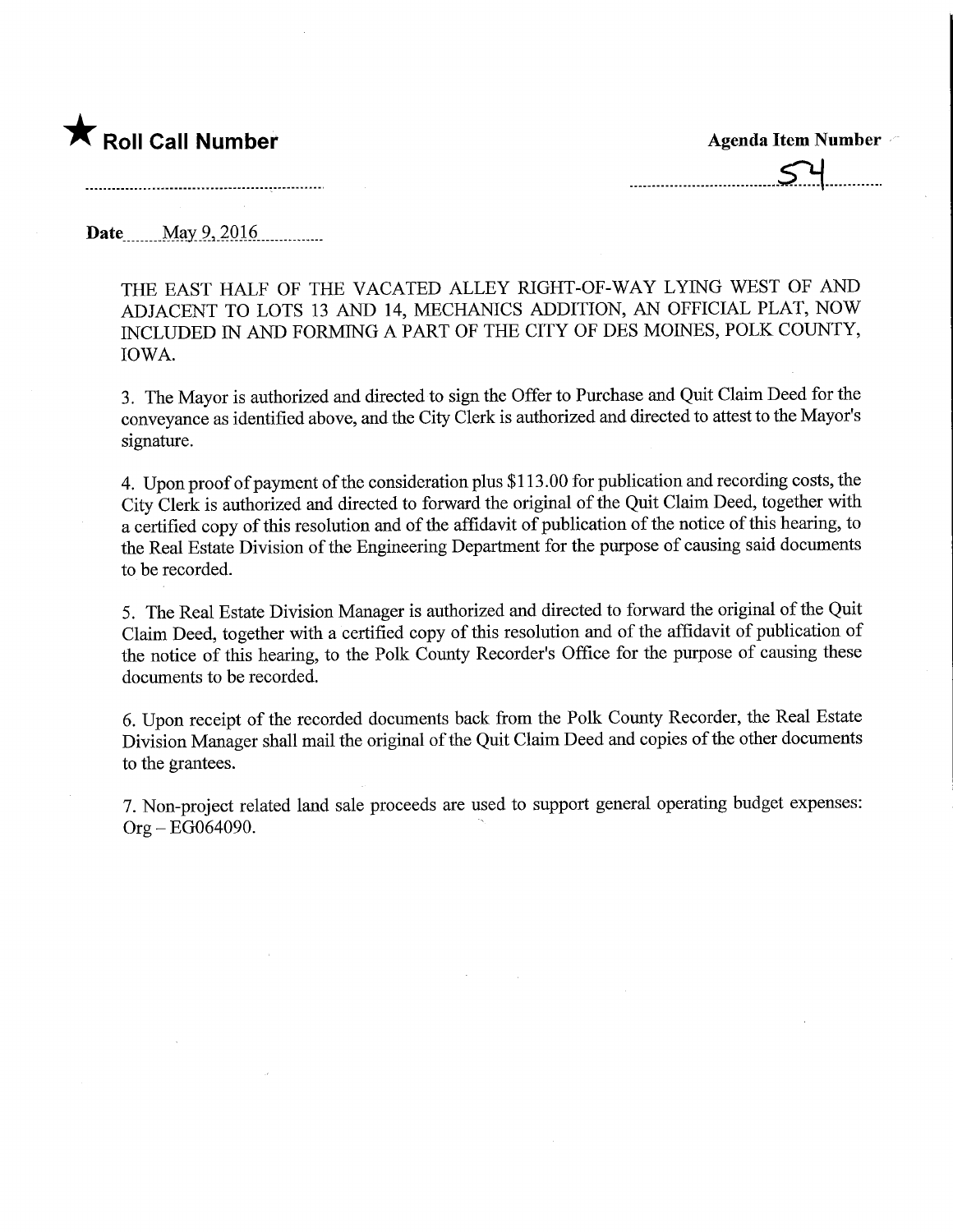★ **Roll Call Number**

**Agenda Item Number**

54

**Date** May 9, 2016

THE EAST HALF OF THE VACATED ALLEY RIGHT-OF-WAY LYING WEST OF AND ADJACENT TO LOTS 13 AND 14, MECHANICS ADDITION, AN OFFICIAL PLAT, NOW INCLUDED IN AND FORMING A PART OF THE CITY OF DES MOINES, POLK COUNTY, IOWA.

3. The Mayor is authorized and directed to sign the Offer to Purchase and Quit Claim Deed for the conveyance as identified above, and the City Clerk is authorized and directed to attest to the Mayor's signature.

4. Upon proof of payment of the consideration plus $113.00 for publication and recording costs, the City Clerk is authorized and directed to forward the original of the Quit Claim Deed, together with a certified copy of this resolution and of the affidavit of publication of the notice of this hearing, to the Real Estate Division of the Engineering Department for the purpose of causing said documents to be recorded.

5. The Real Estate Division Manager is authorized and directed to forward the original of the Quit Claim Deed, together with a certified copy of this resolution and of the affidavit of publication of the notice of this hearing, to the Polk County Recorder's Office for the purpose of causing these documents to be recorded.

6. Upon receipt of the recorded documents back from the Polk County Recorder, the Real Estate Division Manager shall mail the original of the Quit Claim Deed and copies of the other documents to the grantees.

7. Non-project related land sale proceeds are used to support general operating budget expenses: Org – EG064090.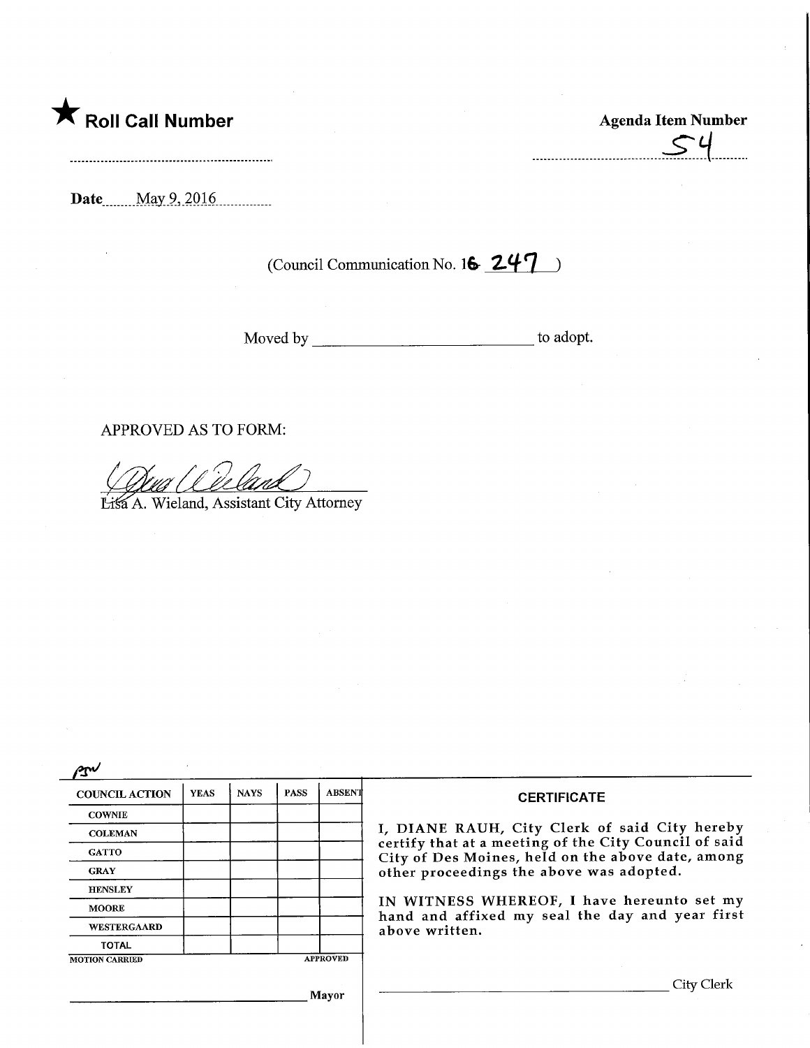★ **Roll Call Number**

**Agenda Item Number**

54

**Date** May 9, 2016

(Council Communication No. 16-247)

Moved by ______________________ to adopt.

APPROVED AS TO FORM:

Lisa A. Wieland, Assistant City Attorney

| COUNCIL ACTION | YEAS | NAYS | PASS | ABSENT |
|---|---|---|---|---|
| COWNIE | | | | |
| COLEMAN | | | | |
| GATTO | | | | |
| GRAY | | | | |
| HENSLEY | | | | |
| MOORE | | | | |
| WESTERGAARD | | | | |
| TOTAL | | | | |

MOTION CARRIED APPROVED

______________________ Mayor

**CERTIFICATE**

I, DIANE RAUH, City Clerk of said City hereby certify that at a meeting of the City Council of said City of Des Moines, held on the above date, among other proceedings the above was adopted.

IN WITNESS WHEREOF, I have hereunto set my hand and affixed my seal the day and year first above written.

______________________ City Clerk